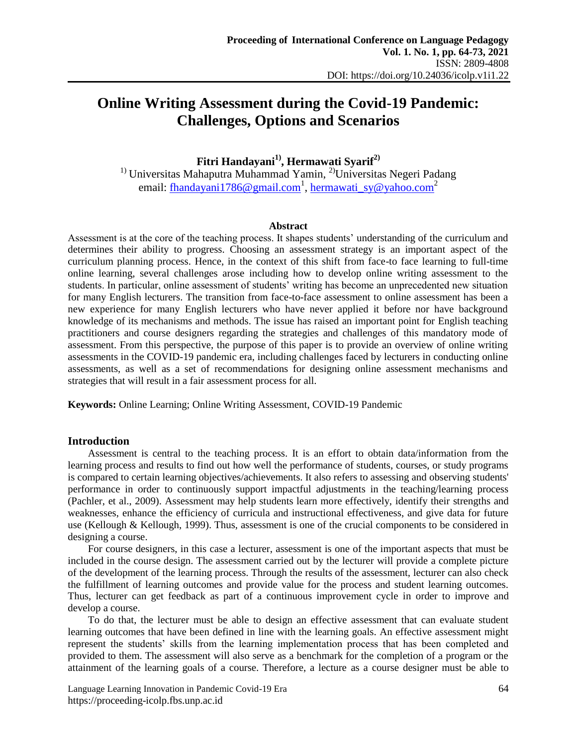# Online Writing Assessment during the Covid-19 Pandemic: Challenges, Options and Scenarios

**Fitri Handayani[1], Hermawati Syarif[2]**

[1] Universitas Mahaputra Muhammad Yamin, [2] Universitas Negeri Padang

email: fhandayani1786@gmail.com[1], hermawati_sy@yahoo.com[2]

### Abstract

Assessment is at the core of the teaching process. It shapes students' understanding of the curriculum and determines their ability to progress. Choosing an assessment strategy is an important aspect of the curriculum planning process. Hence, in the context of this shift from face-to face learning to full-time online learning, several challenges arose including how to develop online writing assessment to the students. In particular, online assessment of students' writing has become an unprecedented new situation for many English lecturers. The transition from face-to-face assessment to online assessment has been a new experience for many English lecturers who have never applied it before nor have background knowledge of its mechanisms and methods. The issue has raised an important point for English teaching practitioners and course designers regarding the strategies and challenges of this mandatory mode of assessment. From this perspective, the purpose of this paper is to provide an overview of online writing assessments in the COVID-19 pandemic era, including challenges faced by lecturers in conducting online assessments, as well as a set of recommendations for designing online assessment mechanisms and strategies that will result in a fair assessment process for all.

**Keywords:** Online Learning; Online Writing Assessment, COVID-19 Pandemic

## Introduction

Assessment is central to the teaching process. It is an effort to obtain data/information from the learning process and results to find out how well the performance of students, courses, or study programs is compared to certain learning objectives/achievements. It also refers to assessing and observing students' performance in order to continuously support impactful adjustments in the teaching/learning process (Pachler, et al., 2009). Assessment may help students learn more effectively, identify their strengths and weaknesses, enhance the efficiency of curricula and instructional effectiveness, and give data for future use (Kellough & Kellough, 1999). Thus, assessment is one of the crucial components to be considered in designing a course.

For course designers, in this case a lecturer, assessment is one of the important aspects that must be included in the course design. The assessment carried out by the lecturer will provide a complete picture of the development of the learning process. Through the results of the assessment, lecturer can also check the fulfillment of learning outcomes and provide value for the process and student learning outcomes. Thus, lecturer can get feedback as part of a continuous improvement cycle in order to improve and develop a course.

To do that, the lecturer must be able to design an effective assessment that can evaluate student learning outcomes that have been defined in line with the learning goals. An effective assessment might represent the students' skills from the learning implementation process that has been completed and provided to them. The assessment will also serve as a benchmark for the completion of a program or the attainment of the learning goals of a course. Therefore, a lecture as a course designer must be able to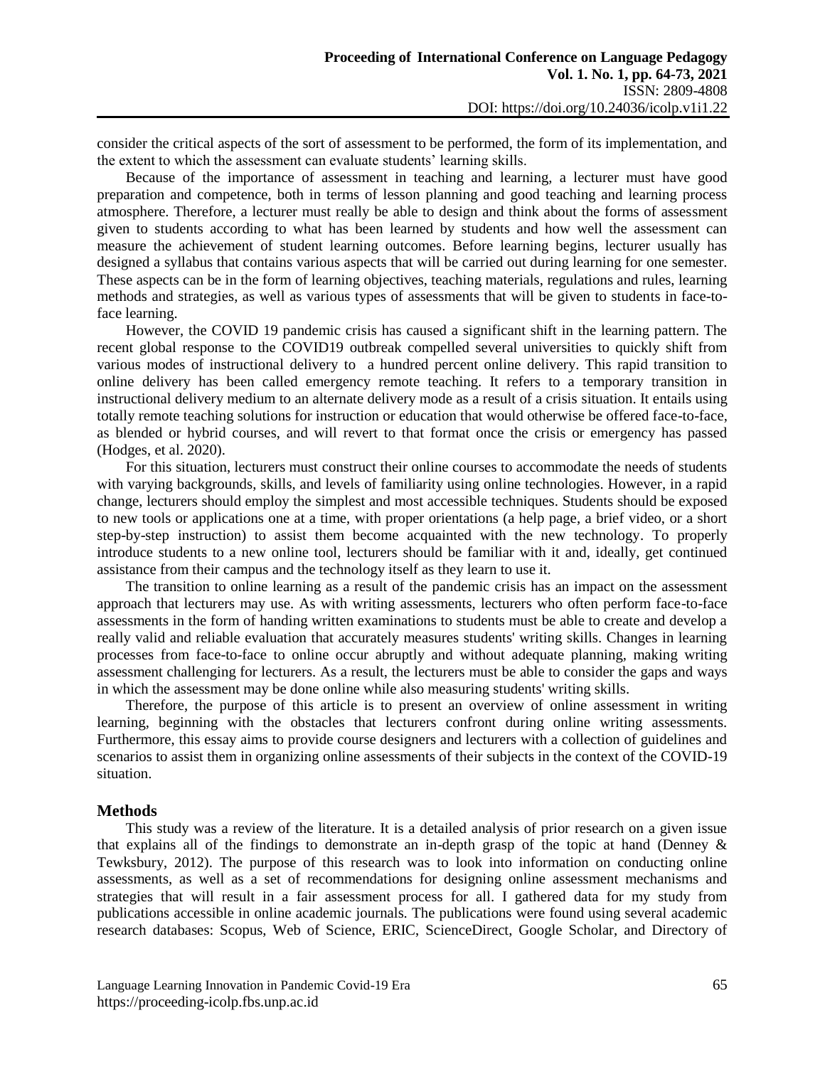consider the critical aspects of the sort of assessment to be performed, the form of its implementation, and the extent to which the assessment can evaluate students' learning skills.

Because of the importance of assessment in teaching and learning, a lecturer must have good preparation and competence, both in terms of lesson planning and good teaching and learning process atmosphere. Therefore, a lecturer must really be able to design and think about the forms of assessment given to students according to what has been learned by students and how well the assessment can measure the achievement of student learning outcomes. Before learning begins, lecturer usually has designed a syllabus that contains various aspects that will be carried out during learning for one semester. These aspects can be in the form of learning objectives, teaching materials, regulations and rules, learning methods and strategies, as well as various types of assessments that will be given to students in face-to-face learning.

However, the COVID 19 pandemic crisis has caused a significant shift in the learning pattern. The recent global response to the COVID19 outbreak compelled several universities to quickly shift from various modes of instructional delivery to a hundred percent online delivery. This rapid transition to online delivery has been called emergency remote teaching. It refers to a temporary transition in instructional delivery medium to an alternate delivery mode as a result of a crisis situation. It entails using totally remote teaching solutions for instruction or education that would otherwise be offered face-to-face, as blended or hybrid courses, and will revert to that format once the crisis or emergency has passed (Hodges, et al. 2020).

For this situation, lecturers must construct their online courses to accommodate the needs of students with varying backgrounds, skills, and levels of familiarity using online technologies. However, in a rapid change, lecturers should employ the simplest and most accessible techniques. Students should be exposed to new tools or applications one at a time, with proper orientations (a help page, a brief video, or a short step-by-step instruction) to assist them become acquainted with the new technology. To properly introduce students to a new online tool, lecturers should be familiar with it and, ideally, get continued assistance from their campus and the technology itself as they learn to use it.

The transition to online learning as a result of the pandemic crisis has an impact on the assessment approach that lecturers may use. As with writing assessments, lecturers who often perform face-to-face assessments in the form of handing written examinations to students must be able to create and develop a really valid and reliable evaluation that accurately measures students' writing skills. Changes in learning processes from face-to-face to online occur abruptly and without adequate planning, making writing assessment challenging for lecturers. As a result, the lecturers must be able to consider the gaps and ways in which the assessment may be done online while also measuring students' writing skills.

Therefore, the purpose of this article is to present an overview of online assessment in writing learning, beginning with the obstacles that lecturers confront during online writing assessments. Furthermore, this essay aims to provide course designers and lecturers with a collection of guidelines and scenarios to assist them in organizing online assessments of their subjects in the context of the COVID-19 situation.

## Methods

This study was a review of the literature. It is a detailed analysis of prior research on a given issue that explains all of the findings to demonstrate an in-depth grasp of the topic at hand (Denney & Tewksbury, 2012). The purpose of this research was to look into information on conducting online assessments, as well as a set of recommendations for designing online assessment mechanisms and strategies that will result in a fair assessment process for all. I gathered data for my study from publications accessible in online academic journals. The publications were found using several academic research databases: Scopus, Web of Science, ERIC, ScienceDirect, Google Scholar, and Directory of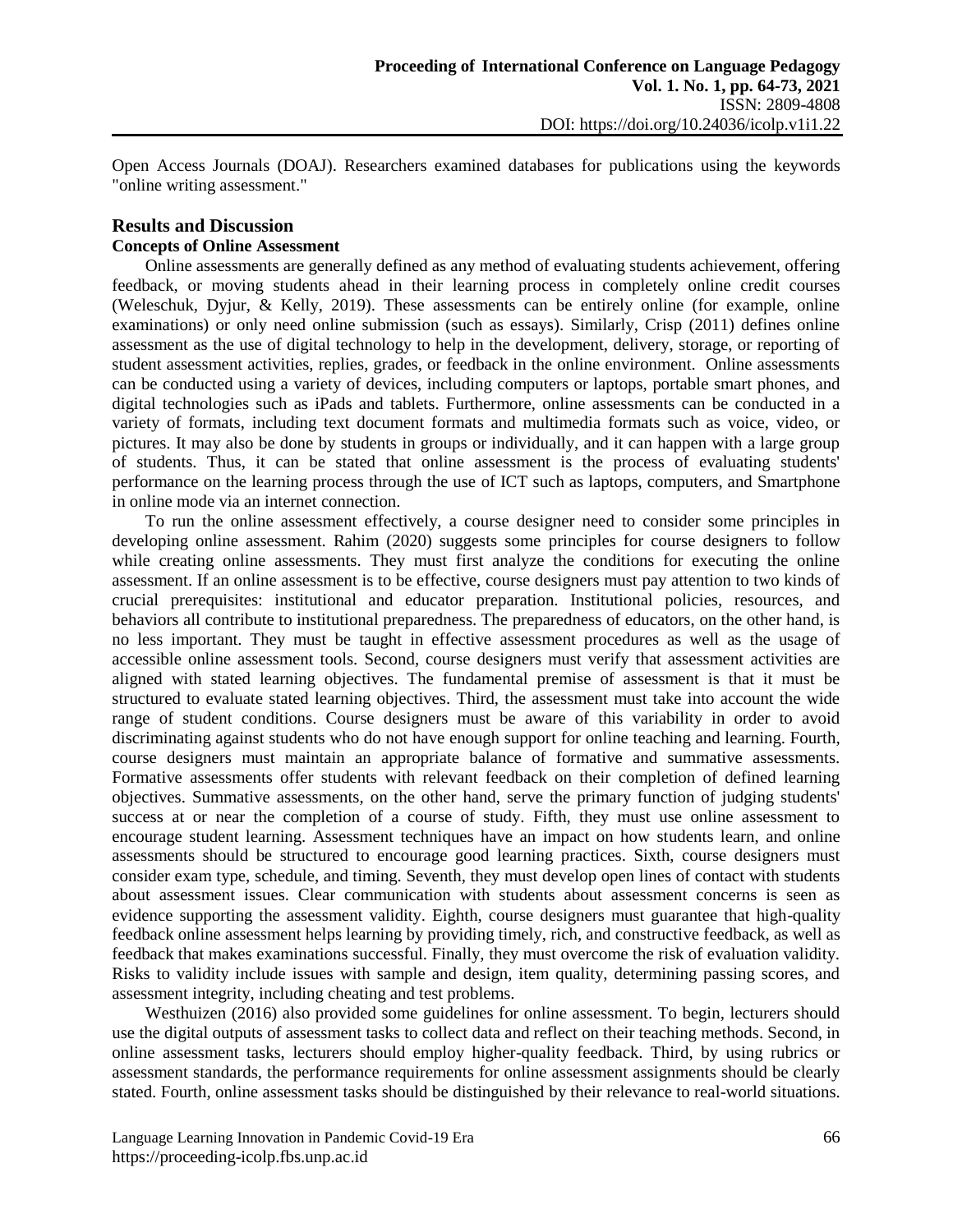Open Access Journals (DOAJ). Researchers examined databases for publications using the keywords "online writing assessment."

## Results and Discussion

### Concepts of Online Assessment

Online assessments are generally defined as any method of evaluating students achievement, offering feedback, or moving students ahead in their learning process in completely online credit courses (Weleschuk, Dyjur, & Kelly, 2019). These assessments can be entirely online (for example, online examinations) or only need online submission (such as essays). Similarly, Crisp (2011) defines online assessment as the use of digital technology to help in the development, delivery, storage, or reporting of student assessment activities, replies, grades, or feedback in the online environment. Online assessments can be conducted using a variety of devices, including computers or laptops, portable smart phones, and digital technologies such as iPads and tablets. Furthermore, online assessments can be conducted in a variety of formats, including text document formats and multimedia formats such as voice, video, or pictures. It may also be done by students in groups or individually, and it can happen with a large group of students. Thus, it can be stated that online assessment is the process of evaluating students' performance on the learning process through the use of ICT such as laptops, computers, and Smartphone in online mode via an internet connection.

To run the online assessment effectively, a course designer need to consider some principles in developing online assessment. Rahim (2020) suggests some principles for course designers to follow while creating online assessments. They must first analyze the conditions for executing the online assessment. If an online assessment is to be effective, course designers must pay attention to two kinds of crucial prerequisites: institutional and educator preparation. Institutional policies, resources, and behaviors all contribute to institutional preparedness. The preparedness of educators, on the other hand, is no less important. They must be taught in effective assessment procedures as well as the usage of accessible online assessment tools. Second, course designers must verify that assessment activities are aligned with stated learning objectives. The fundamental premise of assessment is that it must be structured to evaluate stated learning objectives. Third, the assessment must take into account the wide range of student conditions. Course designers must be aware of this variability in order to avoid discriminating against students who do not have enough support for online teaching and learning. Fourth, course designers must maintain an appropriate balance of formative and summative assessments. Formative assessments offer students with relevant feedback on their completion of defined learning objectives. Summative assessments, on the other hand, serve the primary function of judging students' success at or near the completion of a course of study. Fifth, they must use online assessment to encourage student learning. Assessment techniques have an impact on how students learn, and online assessments should be structured to encourage good learning practices. Sixth, course designers must consider exam type, schedule, and timing. Seventh, they must develop open lines of contact with students about assessment issues. Clear communication with students about assessment concerns is seen as evidence supporting the assessment validity. Eighth, course designers must guarantee that high-quality feedback online assessment helps learning by providing timely, rich, and constructive feedback, as well as feedback that makes examinations successful. Finally, they must overcome the risk of evaluation validity. Risks to validity include issues with sample and design, item quality, determining passing scores, and assessment integrity, including cheating and test problems.

Westhuizen (2016) also provided some guidelines for online assessment. To begin, lecturers should use the digital outputs of assessment tasks to collect data and reflect on their teaching methods. Second, in online assessment tasks, lecturers should employ higher-quality feedback. Third, by using rubrics or assessment standards, the performance requirements for online assessment assignments should be clearly stated. Fourth, online assessment tasks should be distinguished by their relevance to real-world situations.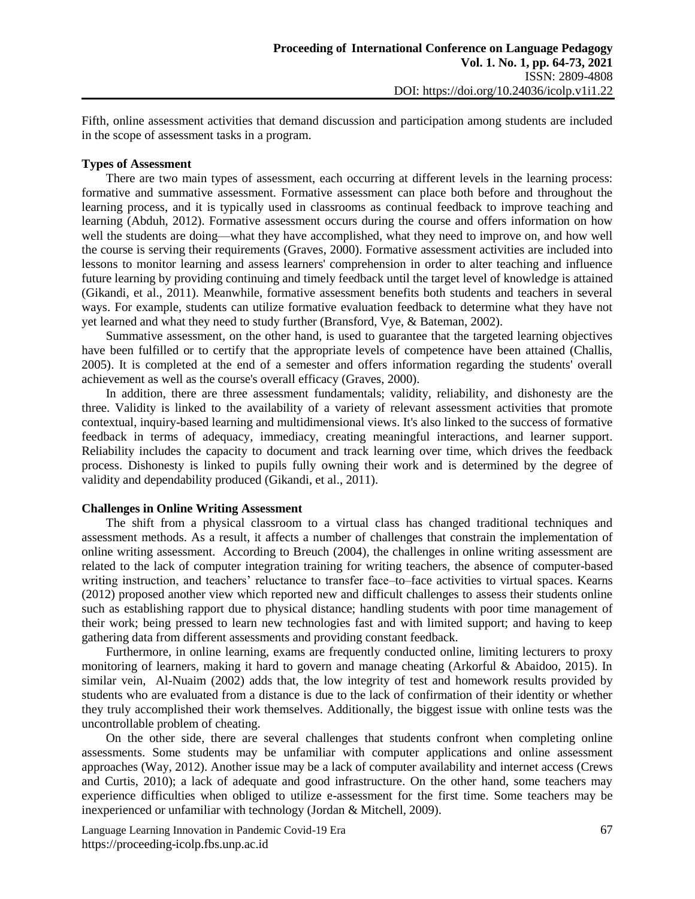Fifth, online assessment activities that demand discussion and participation among students are included in the scope of assessment tasks in a program.

**Types of Assessment**

There are two main types of assessment, each occurring at different levels in the learning process: formative and summative assessment. Formative assessment can place both before and throughout the learning process, and it is typically used in classrooms as continual feedback to improve teaching and learning (Abduh, 2012). Formative assessment occurs during the course and offers information on how well the students are doing—what they have accomplished, what they need to improve on, and how well the course is serving their requirements (Graves, 2000). Formative assessment activities are included into lessons to monitor learning and assess learners' comprehension in order to alter teaching and influence future learning by providing continuing and timely feedback until the target level of knowledge is attained (Gikandi, et al., 2011). Meanwhile, formative assessment benefits both students and teachers in several ways. For example, students can utilize formative evaluation feedback to determine what they have not yet learned and what they need to study further (Bransford, Vye, & Bateman, 2002).

Summative assessment, on the other hand, is used to guarantee that the targeted learning objectives have been fulfilled or to certify that the appropriate levels of competence have been attained (Challis, 2005). It is completed at the end of a semester and offers information regarding the students' overall achievement as well as the course's overall efficacy (Graves, 2000).

In addition, there are three assessment fundamentals; validity, reliability, and dishonesty are the three. Validity is linked to the availability of a variety of relevant assessment activities that promote contextual, inquiry-based learning and multidimensional views. It's also linked to the success of formative feedback in terms of adequacy, immediacy, creating meaningful interactions, and learner support. Reliability includes the capacity to document and track learning over time, which drives the feedback process. Dishonesty is linked to pupils fully owning their work and is determined by the degree of validity and dependability produced (Gikandi, et al., 2011).

**Challenges in Online Writing Assessment**

The shift from a physical classroom to a virtual class has changed traditional techniques and assessment methods. As a result, it affects a number of challenges that constrain the implementation of online writing assessment. According to Breuch (2004), the challenges in online writing assessment are related to the lack of computer integration training for writing teachers, the absence of computer-based writing instruction, and teachers' reluctance to transfer face–to–face activities to virtual spaces. Kearns (2012) proposed another view which reported new and difficult challenges to assess their students online such as establishing rapport due to physical distance; handling students with poor time management of their work; being pressed to learn new technologies fast and with limited support; and having to keep gathering data from different assessments and providing constant feedback.

Furthermore, in online learning, exams are frequently conducted online, limiting lecturers to proxy monitoring of learners, making it hard to govern and manage cheating (Arkorful & Abaidoo, 2015). In similar vein, Al-Nuaim (2002) adds that, the low integrity of test and homework results provided by students who are evaluated from a distance is due to the lack of confirmation of their identity or whether they truly accomplished their work themselves. Additionally, the biggest issue with online tests was the uncontrollable problem of cheating.

On the other side, there are several challenges that students confront when completing online assessments. Some students may be unfamiliar with computer applications and online assessment approaches (Way, 2012). Another issue may be a lack of computer availability and internet access (Crews and Curtis, 2010); a lack of adequate and good infrastructure. On the other hand, some teachers may experience difficulties when obliged to utilize e-assessment for the first time. Some teachers may be inexperienced or unfamiliar with technology (Jordan & Mitchell, 2009).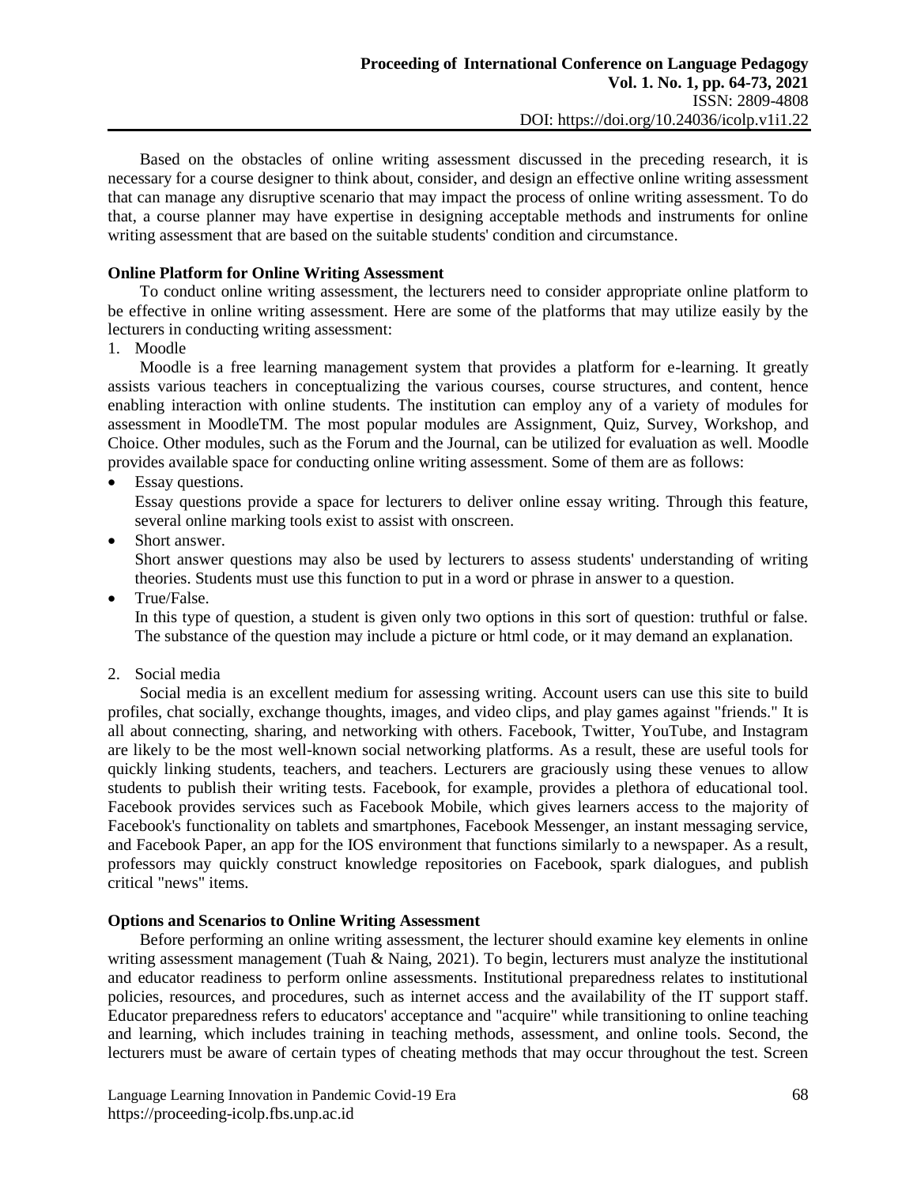Based on the obstacles of online writing assessment discussed in the preceding research, it is necessary for a course designer to think about, consider, and design an effective online writing assessment that can manage any disruptive scenario that may impact the process of online writing assessment. To do that, a course planner may have expertise in designing acceptable methods and instruments for online writing assessment that are based on the suitable students' condition and circumstance.

**Online Platform for Online Writing Assessment**

To conduct online writing assessment, the lecturers need to consider appropriate online platform to be effective in online writing assessment. Here are some of the platforms that may utilize easily by the lecturers in conducting writing assessment:

1. Moodle

Moodle is a free learning management system that provides a platform for e-learning. It greatly assists various teachers in conceptualizing the various courses, course structures, and content, hence enabling interaction with online students. The institution can employ any of a variety of modules for assessment in MoodleTM. The most popular modules are Assignment, Quiz, Survey, Workshop, and Choice. Other modules, such as the Forum and the Journal, can be utilized for evaluation as well. Moodle provides available space for conducting online writing assessment. Some of them are as follows:

- Essay questions.
  Essay questions provide a space for lecturers to deliver online essay writing. Through this feature, several online marking tools exist to assist with onscreen.
- Short answer.
  Short answer questions may also be used by lecturers to assess students' understanding of writing theories. Students must use this function to put in a word or phrase in answer to a question.
- True/False.
  In this type of question, a student is given only two options in this sort of question: truthful or false. The substance of the question may include a picture or html code, or it may demand an explanation.

2. Social media

Social media is an excellent medium for assessing writing. Account users can use this site to build profiles, chat socially, exchange thoughts, images, and video clips, and play games against "friends." It is all about connecting, sharing, and networking with others. Facebook, Twitter, YouTube, and Instagram are likely to be the most well-known social networking platforms. As a result, these are useful tools for quickly linking students, teachers, and teachers. Lecturers are graciously using these venues to allow students to publish their writing tests. Facebook, for example, provides a plethora of educational tool. Facebook provides services such as Facebook Mobile, which gives learners access to the majority of Facebook's functionality on tablets and smartphones, Facebook Messenger, an instant messaging service, and Facebook Paper, an app for the IOS environment that functions similarly to a newspaper. As a result, professors may quickly construct knowledge repositories on Facebook, spark dialogues, and publish critical "news" items.

**Options and Scenarios to Online Writing Assessment**

Before performing an online writing assessment, the lecturer should examine key elements in online writing assessment management (Tuah & Naing, 2021). To begin, lecturers must analyze the institutional and educator readiness to perform online assessments. Institutional preparedness relates to institutional policies, resources, and procedures, such as internet access and the availability of the IT support staff. Educator preparedness refers to educators' acceptance and "acquire" while transitioning to online teaching and learning, which includes training in teaching methods, assessment, and online tools. Second, the lecturers must be aware of certain types of cheating methods that may occur throughout the test. Screen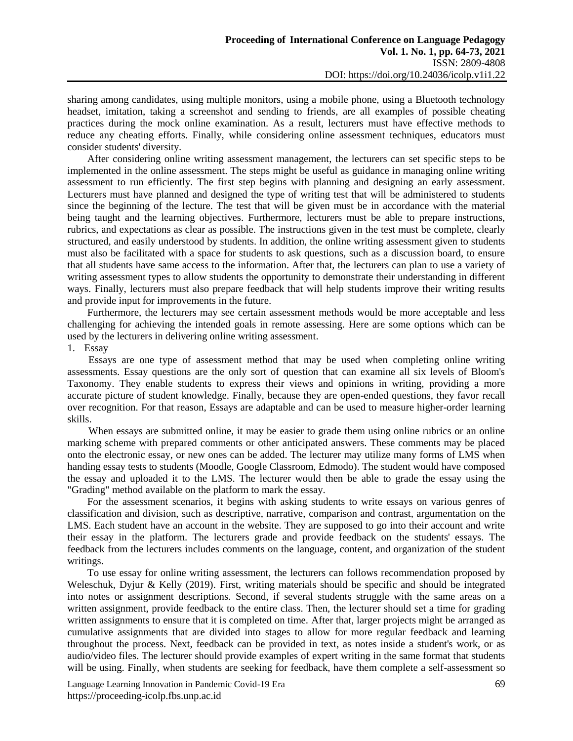sharing among candidates, using multiple monitors, using a mobile phone, using a Bluetooth technology headset, imitation, taking a screenshot and sending to friends, are all examples of possible cheating practices during the mock online examination. As a result, lecturers must have effective methods to reduce any cheating efforts. Finally, while considering online assessment techniques, educators must consider students' diversity.

After considering online writing assessment management, the lecturers can set specific steps to be implemented in the online assessment. The steps might be useful as guidance in managing online writing assessment to run efficiently. The first step begins with planning and designing an early assessment. Lecturers must have planned and designed the type of writing test that will be administered to students since the beginning of the lecture. The test that will be given must be in accordance with the material being taught and the learning objectives. Furthermore, lecturers must be able to prepare instructions, rubrics, and expectations as clear as possible. The instructions given in the test must be complete, clearly structured, and easily understood by students. In addition, the online writing assessment given to students must also be facilitated with a space for students to ask questions, such as a discussion board, to ensure that all students have same access to the information. After that, the lecturers can plan to use a variety of writing assessment types to allow students the opportunity to demonstrate their understanding in different ways. Finally, lecturers must also prepare feedback that will help students improve their writing results and provide input for improvements in the future.

Furthermore, the lecturers may see certain assessment methods would be more acceptable and less challenging for achieving the intended goals in remote assessing. Here are some options which can be used by the lecturers in delivering online writing assessment.

1. Essay

Essays are one type of assessment method that may be used when completing online writing assessments. Essay questions are the only sort of question that can examine all six levels of Bloom's Taxonomy. They enable students to express their views and opinions in writing, providing a more accurate picture of student knowledge. Finally, because they are open-ended questions, they favor recall over recognition. For that reason, Essays are adaptable and can be used to measure higher-order learning skills.

When essays are submitted online, it may be easier to grade them using online rubrics or an online marking scheme with prepared comments or other anticipated answers. These comments may be placed onto the electronic essay, or new ones can be added. The lecturer may utilize many forms of LMS when handing essay tests to students (Moodle, Google Classroom, Edmodo). The student would have composed the essay and uploaded it to the LMS. The lecturer would then be able to grade the essay using the "Grading" method available on the platform to mark the essay.

For the assessment scenarios, it begins with asking students to write essays on various genres of classification and division, such as descriptive, narrative, comparison and contrast, argumentation on the LMS. Each student have an account in the website. They are supposed to go into their account and write their essay in the platform. The lecturers grade and provide feedback on the students' essays. The feedback from the lecturers includes comments on the language, content, and organization of the student writings.

To use essay for online writing assessment, the lecturers can follows recommendation proposed by Weleschuk, Dyjur & Kelly (2019). First, writing materials should be specific and should be integrated into notes or assignment descriptions. Second, if several students struggle with the same areas on a written assignment, provide feedback to the entire class. Then, the lecturer should set a time for grading written assignments to ensure that it is completed on time. After that, larger projects might be arranged as cumulative assignments that are divided into stages to allow for more regular feedback and learning throughout the process. Next, feedback can be provided in text, as notes inside a student's work, or as audio/video files. The lecturer should provide examples of expert writing in the same format that students will be using. Finally, when students are seeking for feedback, have them complete a self-assessment so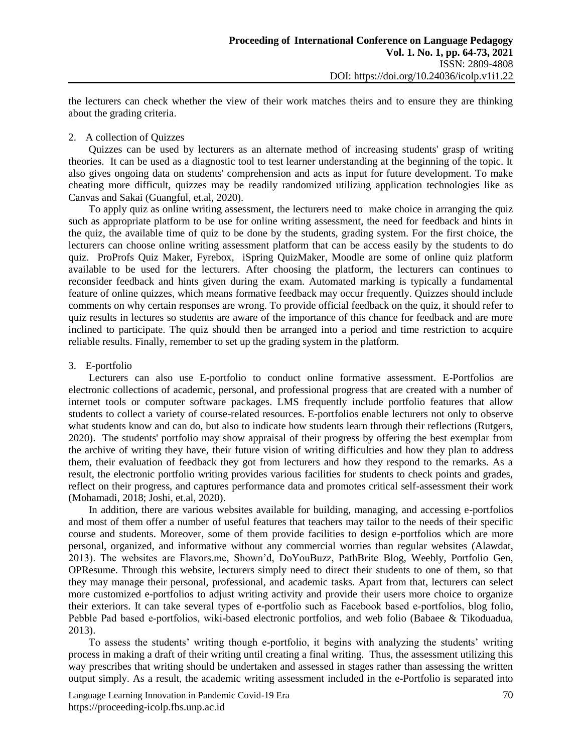the lecturers can check whether the view of their work matches theirs and to ensure they are thinking about the grading criteria.

2. A collection of Quizzes

Quizzes can be used by lecturers as an alternate method of increasing students' grasp of writing theories. It can be used as a diagnostic tool to test learner understanding at the beginning of the topic. It also gives ongoing data on students' comprehension and acts as input for future development. To make cheating more difficult, quizzes may be readily randomized utilizing application technologies like as Canvas and Sakai (Guangful, et.al, 2020).

To apply quiz as online writing assessment, the lecturers need to make choice in arranging the quiz such as appropriate platform to be use for online writing assessment, the need for feedback and hints in the quiz, the available time of quiz to be done by the students, grading system. For the first choice, the lecturers can choose online writing assessment platform that can be access easily by the students to do quiz. ProProfs Quiz Maker, Fyrebox, iSpring QuizMaker, Moodle are some of online quiz platform available to be used for the lecturers. After choosing the platform, the lecturers can continues to reconsider feedback and hints given during the exam. Automated marking is typically a fundamental feature of online quizzes, which means formative feedback may occur frequently. Quizzes should include comments on why certain responses are wrong. To provide official feedback on the quiz, it should refer to quiz results in lectures so students are aware of the importance of this chance for feedback and are more inclined to participate. The quiz should then be arranged into a period and time restriction to acquire reliable results. Finally, remember to set up the grading system in the platform.

3. E-portfolio

Lecturers can also use E-portfolio to conduct online formative assessment. E-Portfolios are electronic collections of academic, personal, and professional progress that are created with a number of internet tools or computer software packages. LMS frequently include portfolio features that allow students to collect a variety of course-related resources. E-portfolios enable lecturers not only to observe what students know and can do, but also to indicate how students learn through their reflections (Rutgers, 2020). The students' portfolio may show appraisal of their progress by offering the best exemplar from the archive of writing they have, their future vision of writing difficulties and how they plan to address them, their evaluation of feedback they got from lecturers and how they respond to the remarks. As a result, the electronic portfolio writing provides various facilities for students to check points and grades, reflect on their progress, and captures performance data and promotes critical self-assessment their work (Mohamadi, 2018; Joshi, et.al, 2020).

In addition, there are various websites available for building, managing, and accessing e-portfolios and most of them offer a number of useful features that teachers may tailor to the needs of their specific course and students. Moreover, some of them provide facilities to design e-portfolios which are more personal, organized, and informative without any commercial worries than regular websites (Alawdat, 2013). The websites are Flavors.me, Shown'd, DoYouBuzz, PathBrite Blog, Weebly, Portfolio Gen, OPResume. Through this website, lecturers simply need to direct their students to one of them, so that they may manage their personal, professional, and academic tasks. Apart from that, lecturers can select more customized e-portfolios to adjust writing activity and provide their users more choice to organize their exteriors. It can take several types of e-portfolio such as Facebook based e-portfolios, blog folio, Pebble Pad based e-portfolios, wiki-based electronic portfolios, and web folio (Babaee & Tikoduadua, 2013).

To assess the students' writing though e-portfolio, it begins with analyzing the students' writing process in making a draft of their writing until creating a final writing. Thus, the assessment utilizing this way prescribes that writing should be undertaken and assessed in stages rather than assessing the written output simply. As a result, the academic writing assessment included in the e-Portfolio is separated into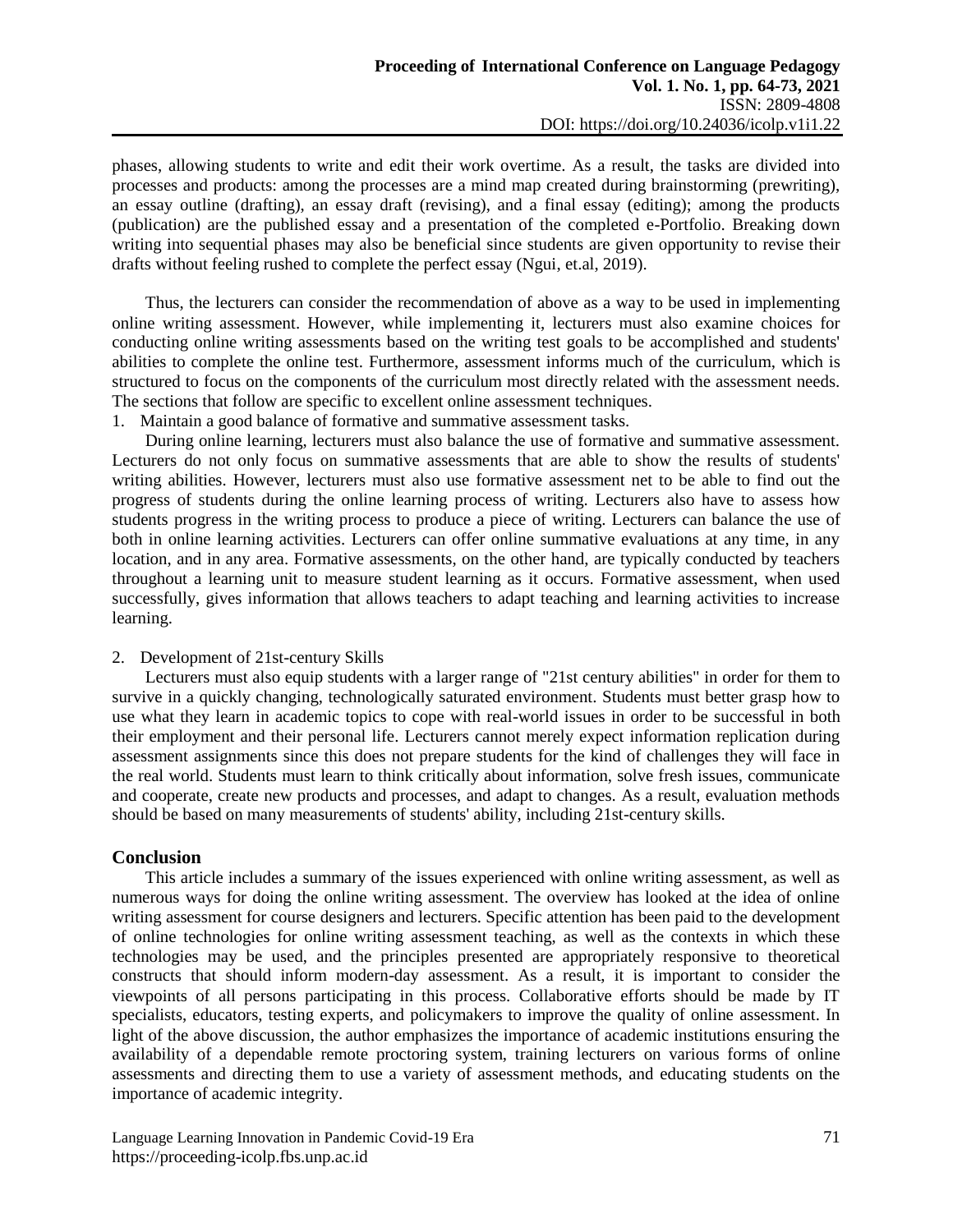phases, allowing students to write and edit their work overtime. As a result, the tasks are divided into processes and products: among the processes are a mind map created during brainstorming (prewriting), an essay outline (drafting), an essay draft (revising), and a final essay (editing); among the products (publication) are the published essay and a presentation of the completed e-Portfolio. Breaking down writing into sequential phases may also be beneficial since students are given opportunity to revise their drafts without feeling rushed to complete the perfect essay (Ngui, et.al, 2019).

Thus, the lecturers can consider the recommendation of above as a way to be used in implementing online writing assessment. However, while implementing it, lecturers must also examine choices for conducting online writing assessments based on the writing test goals to be accomplished and students' abilities to complete the online test. Furthermore, assessment informs much of the curriculum, which is structured to focus on the components of the curriculum most directly related with the assessment needs. The sections that follow are specific to excellent online assessment techniques.

1. Maintain a good balance of formative and summative assessment tasks.

During online learning, lecturers must also balance the use of formative and summative assessment. Lecturers do not only focus on summative assessments that are able to show the results of students' writing abilities. However, lecturers must also use formative assessment net to be able to find out the progress of students during the online learning process of writing. Lecturers also have to assess how students progress in the writing process to produce a piece of writing. Lecturers can balance the use of both in online learning activities. Lecturers can offer online summative evaluations at any time, in any location, and in any area. Formative assessments, on the other hand, are typically conducted by teachers throughout a learning unit to measure student learning as it occurs. Formative assessment, when used successfully, gives information that allows teachers to adapt teaching and learning activities to increase learning.

2. Development of 21st-century Skills

Lecturers must also equip students with a larger range of "21st century abilities" in order for them to survive in a quickly changing, technologically saturated environment. Students must better grasp how to use what they learn in academic topics to cope with real-world issues in order to be successful in both their employment and their personal life. Lecturers cannot merely expect information replication during assessment assignments since this does not prepare students for the kind of challenges they will face in the real world. Students must learn to think critically about information, solve fresh issues, communicate and cooperate, create new products and processes, and adapt to changes. As a result, evaluation methods should be based on many measurements of students' ability, including 21st-century skills.

## Conclusion

This article includes a summary of the issues experienced with online writing assessment, as well as numerous ways for doing the online writing assessment. The overview has looked at the idea of online writing assessment for course designers and lecturers. Specific attention has been paid to the development of online technologies for online writing assessment teaching, as well as the contexts in which these technologies may be used, and the principles presented are appropriately responsive to theoretical constructs that should inform modern-day assessment. As a result, it is important to consider the viewpoints of all persons participating in this process. Collaborative efforts should be made by IT specialists, educators, testing experts, and policymakers to improve the quality of online assessment. In light of the above discussion, the author emphasizes the importance of academic institutions ensuring the availability of a dependable remote proctoring system, training lecturers on various forms of online assessments and directing them to use a variety of assessment methods, and educating students on the importance of academic integrity.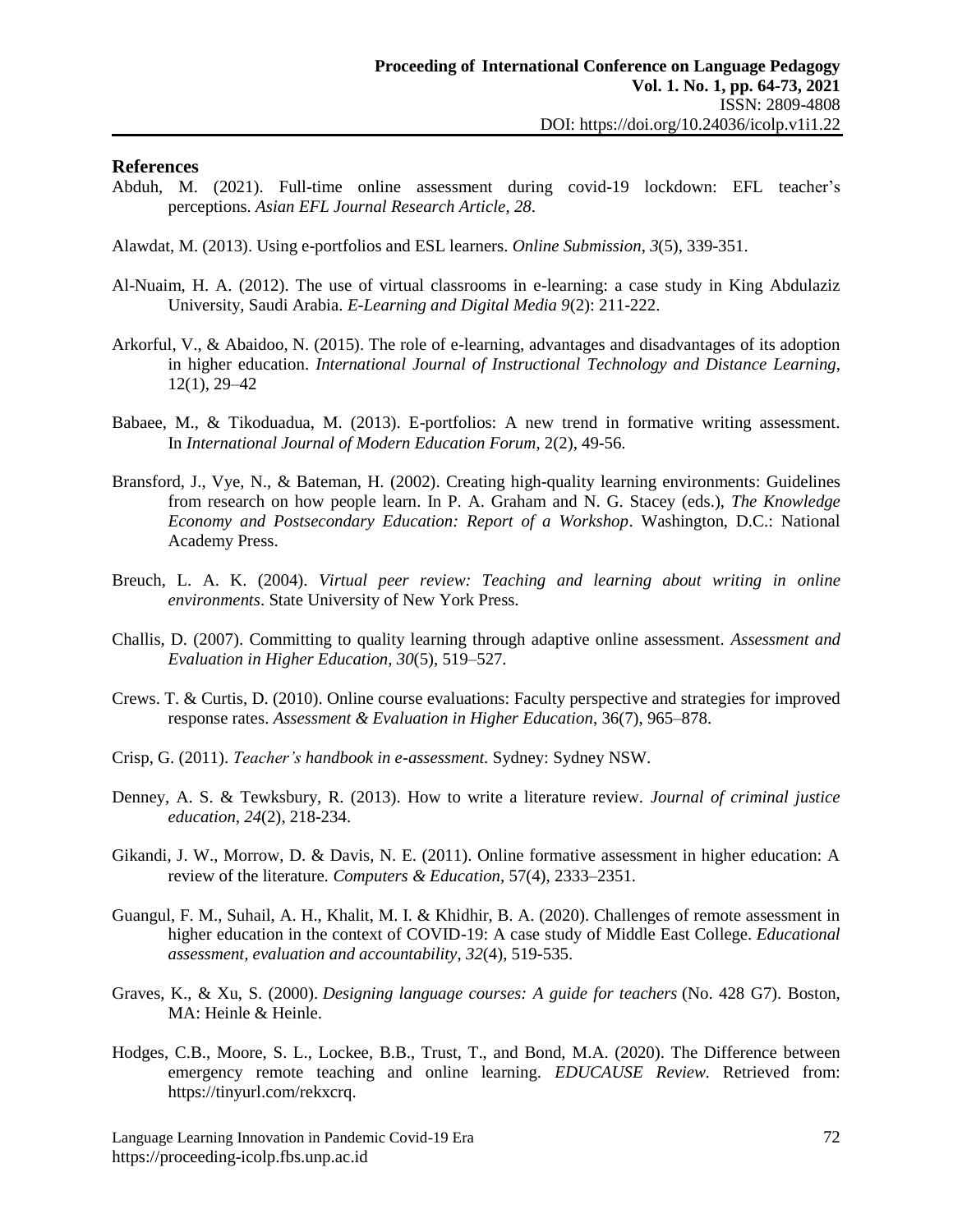## References

Abduh, M. (2021). Full-time online assessment during covid-19 lockdown: EFL teacher's perceptions. *Asian EFL Journal Research Article*, *28*.

Alawdat, M. (2013). Using e-portfolios and ESL learners. *Online Submission*, *3*(5), 339-351.

Al-Nuaim, H. A. (2012). The use of virtual classrooms in e-learning: a case study in King Abdulaziz University, Saudi Arabia. *E-Learning and Digital Media 9*(2): 211-222.

Arkorful, V., & Abaidoo, N. (2015). The role of e-learning, advantages and disadvantages of its adoption in higher education. *International Journal of Instructional Technology and Distance Learning*, 12(1), 29–42

Babaee, M., & Tikoduadua, M. (2013). E-portfolios: A new trend in formative writing assessment. In *International Journal of Modern Education Forum*, 2(2), 49-56.

Bransford, J., Vye, N., & Bateman, H. (2002). Creating high-quality learning environments: Guidelines from research on how people learn. In P. A. Graham and N. G. Stacey (eds.), *The Knowledge Economy and Postsecondary Education: Report of a Workshop*. Washington, D.C.: National Academy Press.

Breuch, L. A. K. (2004). *Virtual peer review: Teaching and learning about writing in online environments*. State University of New York Press.

Challis, D. (2007). Committing to quality learning through adaptive online assessment. *Assessment and Evaluation in Higher Education*, *30*(5), 519–527.

Crews. T. & Curtis, D. (2010). Online course evaluations: Faculty perspective and strategies for improved response rates. *Assessment & Evaluation in Higher Education*, 36(7), 965–878.

Crisp, G. (2011). *Teacher's handbook in e-assessment.* Sydney: Sydney NSW.

Denney, A. S. & Tewksbury, R. (2013). How to write a literature review. *Journal of criminal justice education*, *24*(2), 218-234.

Gikandi, J. W., Morrow, D. & Davis, N. E. (2011). Online formative assessment in higher education: A review of the literature. *Computers & Education*, 57(4), 2333–2351.

Guangul, F. M., Suhail, A. H., Khalit, M. I. & Khidhir, B. A. (2020). Challenges of remote assessment in higher education in the context of COVID-19: A case study of Middle East College. *Educational assessment, evaluation and accountability*, *32*(4), 519-535.

Graves, K., & Xu, S. (2000). *Designing language courses: A guide for teachers* (No. 428 G7). Boston, MA: Heinle & Heinle.

Hodges, C.B., Moore, S. L., Lockee, B.B., Trust, T., and Bond, M.A. (2020). The Difference between emergency remote teaching and online learning. *EDUCAUSE Review.* Retrieved from: https://tinyurl.com/rekxcrq.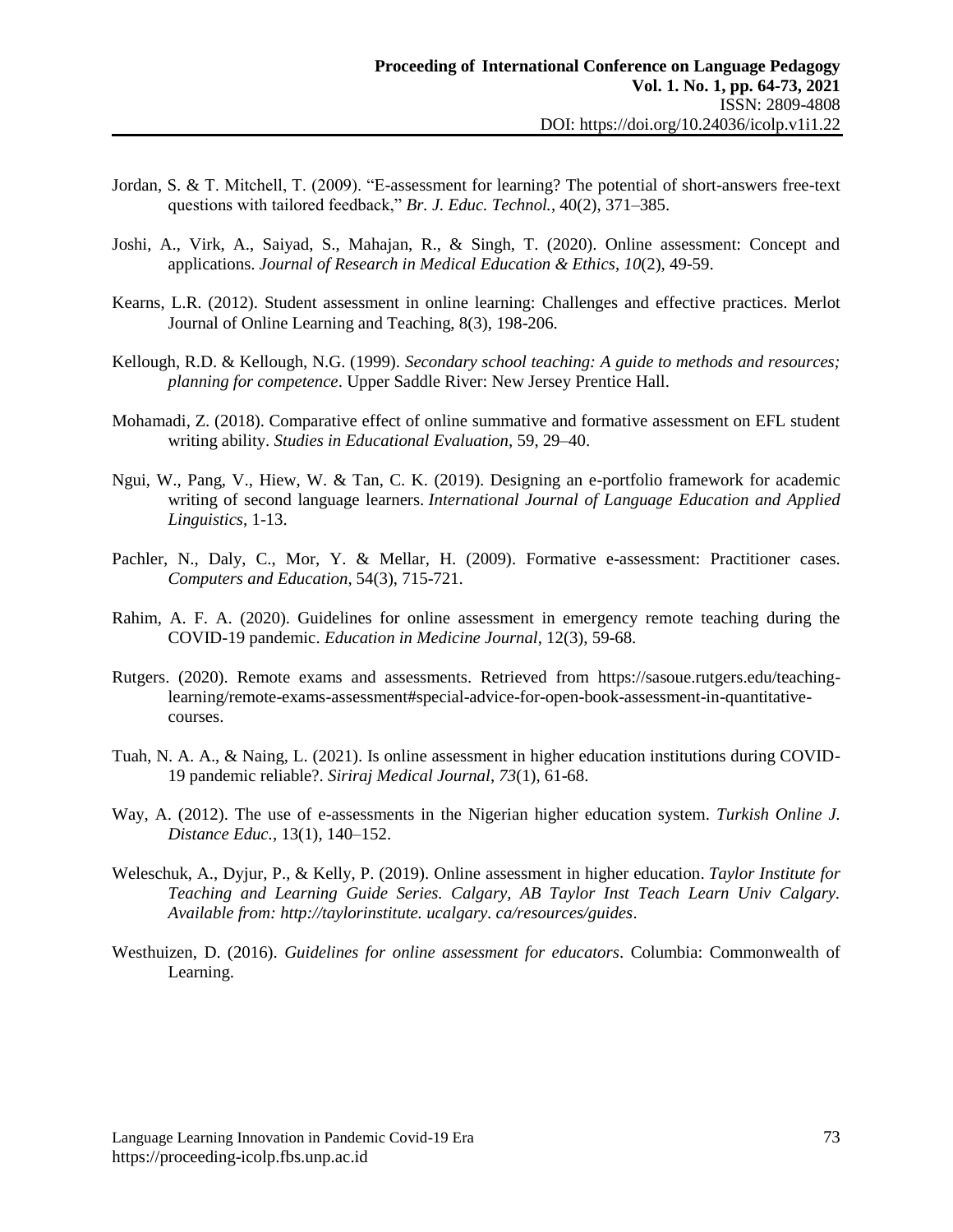Jordan, S. & T. Mitchell, T. (2009). "E-assessment for learning? The potential of short-answers free-text questions with tailored feedback," *Br. J. Educ. Technol.*, 40(2), 371–385.

Joshi, A., Virk, A., Saiyad, S., Mahajan, R., & Singh, T. (2020). Online assessment: Concept and applications. *Journal of Research in Medical Education & Ethics*, *10*(2), 49-59.

Kearns, L.R. (2012). Student assessment in online learning: Challenges and effective practices. Merlot Journal of Online Learning and Teaching, 8(3), 198-206.

Kellough, R.D. & Kellough, N.G. (1999). *Secondary school teaching: A guide to methods and resources; planning for competence*. Upper Saddle River: New Jersey Prentice Hall.

Mohamadi, Z. (2018). Comparative effect of online summative and formative assessment on EFL student writing ability. *Studies in Educational Evaluation*, 59, 29–40.

Ngui, W., Pang, V., Hiew, W. & Tan, C. K. (2019). Designing an e-portfolio framework for academic writing of second language learners. *International Journal of Language Education and Applied Linguistics*, 1-13.

Pachler, N., Daly, C., Mor, Y. & Mellar, H. (2009). Formative e-assessment: Practitioner cases. *Computers and Education*, 54(3), 715-721.

Rahim, A. F. A. (2020). Guidelines for online assessment in emergency remote teaching during the COVID-19 pandemic. *Education in Medicine Journal*, 12(3), 59-68.

Rutgers. (2020). Remote exams and assessments. Retrieved from https://sasoue.rutgers.edu/teaching-learning/remote-exams-assessment#special-advice-for-open-book-assessment-in-quantitative-courses.

Tuah, N. A. A., & Naing, L. (2021). Is online assessment in higher education institutions during COVID-19 pandemic reliable?. *Siriraj Medical Journal*, *73*(1), 61-68.

Way, A. (2012). The use of e-assessments in the Nigerian higher education system. *Turkish Online J. Distance Educ.*, 13(1), 140–152.

Weleschuk, A., Dyjur, P., & Kelly, P. (2019). Online assessment in higher education. *Taylor Institute for Teaching and Learning Guide Series. Calgary, AB Taylor Inst Teach Learn Univ Calgary. Available from: http://taylorinstitute. ucalgary. ca/resources/guides*.

Westhuizen, D. (2016). *Guidelines for online assessment for educators*. Columbia: Commonwealth of Learning.